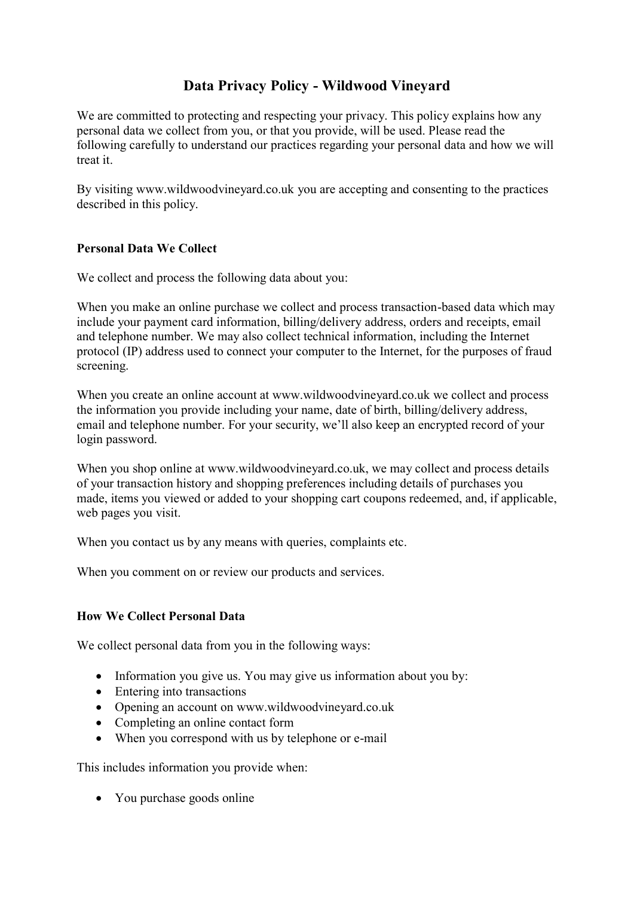# Data Privacy Policy - Wildwood Vineyard

We are committed to protecting and respecting your privacy. This policy explains how any personal data we collect from you, or that you provide, will be used. Please read the following carefully to understand our practices regarding your personal data and how we will treat it.

By visiting www.wildwoodvineyard.co.uk you are accepting and consenting to the practices described in this policy.

**Personal Data We Collect**

We collect and process the following data about you:

When you make an online purchase we collect and process transaction-based data which may include your payment card information, billing/delivery address, orders and receipts, email and telephone number. We may also collect technical information, including the Internet protocol (IP) address used to connect your computer to the Internet, for the purposes of fraud screening.

When you create an online account at www.wildwoodvineyard.co.uk we collect and process the information you provide including your name, date of birth, billing/delivery address, email and telephone number. For your security, we'll also keep an encrypted record of your login password.

When you shop online at www.wildwoodvineyard.co.uk, we may collect and process details of your transaction history and shopping preferences including details of purchases you made, items you viewed or added to your shopping cart coupons redeemed, and, if applicable, web pages you visit.

When you contact us by any means with queries, complaints etc.

When you comment on or review our products and services.

**How We Collect Personal Data**

We collect personal data from you in the following ways:

- Information you give us. You may give us information about you by:
- Entering into transactions
- Opening an account on www.wildwoodvineyard.co.uk
- Completing an online contact form
- When you correspond with us by telephone or e-mail

This includes information you provide when:

- You purchase goods online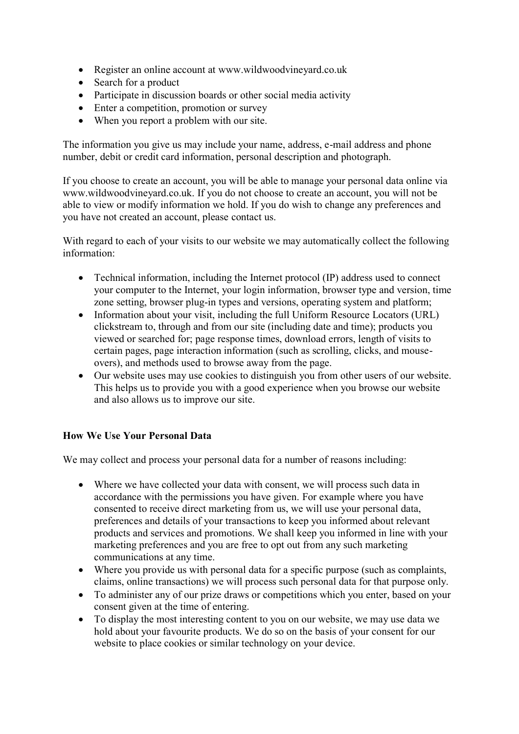- Register an online account at www.wildwoodvineyard.co.uk
- Search for a product
- Participate in discussion boards or other social media activity
- Enter a competition, promotion or survey
- When you report a problem with our site.

The information you give us may include your name, address, e-mail address and phone number, debit or credit card information, personal description and photograph.

If you choose to create an account, you will be able to manage your personal data online via www.wildwoodvineyard.co.uk. If you do not choose to create an account, you will not be able to view or modify information we hold. If you do wish to change any preferences and you have not created an account, please contact us.

With regard to each of your visits to our website we may automatically collect the following information:

- Technical information, including the Internet protocol (IP) address used to connect your computer to the Internet, your login information, browser type and version, time zone setting, browser plug-in types and versions, operating system and platform;
- Information about your visit, including the full Uniform Resource Locators (URL) clickstream to, through and from our site (including date and time); products you viewed or searched for; page response times, download errors, length of visits to certain pages, page interaction information (such as scrolling, clicks, and mouse-overs), and methods used to browse away from the page.
- Our website uses may use cookies to distinguish you from other users of our website. This helps us to provide you with a good experience when you browse our website and also allows us to improve our site.

**How We Use Your Personal Data**

We may collect and process your personal data for a number of reasons including:

- Where we have collected your data with consent, we will process such data in accordance with the permissions you have given. For example where you have consented to receive direct marketing from us, we will use your personal data, preferences and details of your transactions to keep you informed about relevant products and services and promotions. We shall keep you informed in line with your marketing preferences and you are free to opt out from any such marketing communications at any time.
- Where you provide us with personal data for a specific purpose (such as complaints, claims, online transactions) we will process such personal data for that purpose only.
- To administer any of our prize draws or competitions which you enter, based on your consent given at the time of entering.
- To display the most interesting content to you on our website, we may use data we hold about your favourite products. We do so on the basis of your consent for our website to place cookies or similar technology on your device.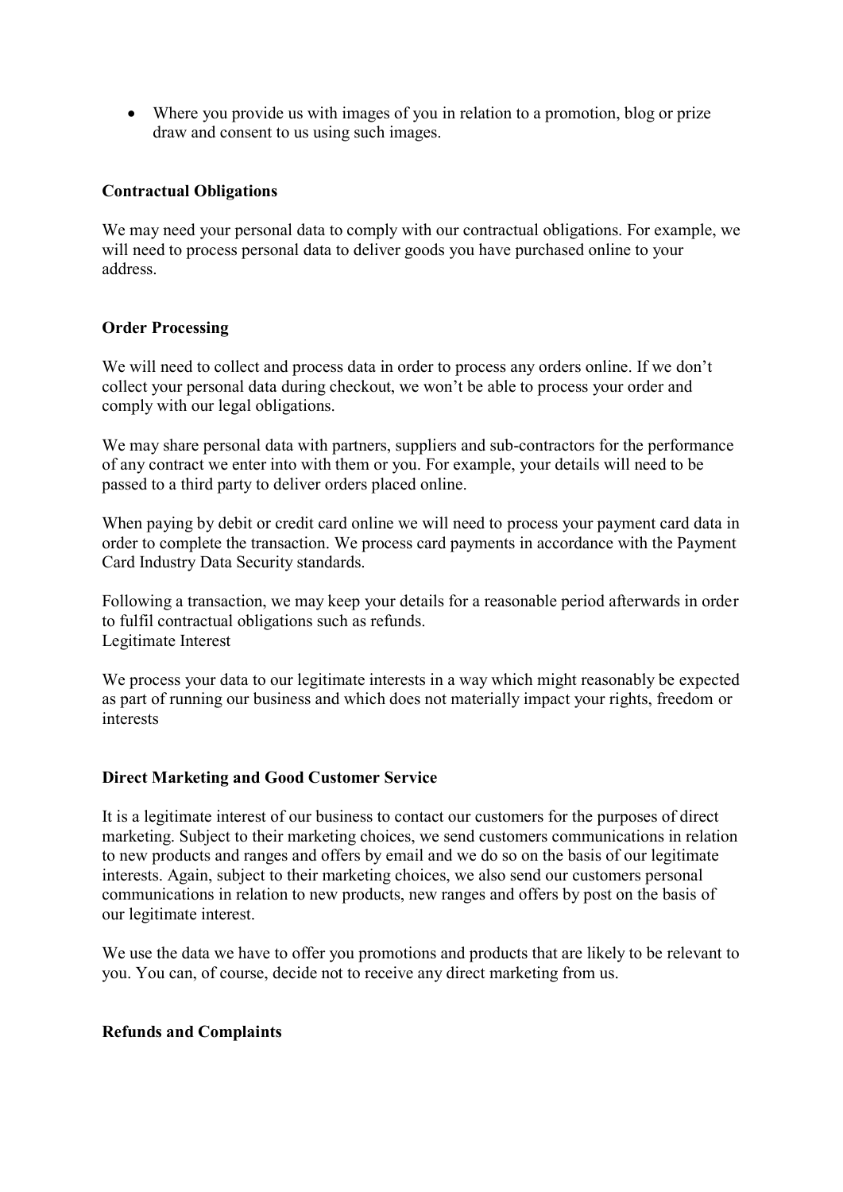- Where you provide us with images of you in relation to a promotion, blog or prize draw and consent to us using such images.

**Contractual Obligations**

We may need your personal data to comply with our contractual obligations. For example, we will need to process personal data to deliver goods you have purchased online to your address.

**Order Processing**

We will need to collect and process data in order to process any orders online. If we don't collect your personal data during checkout, we won't be able to process your order and comply with our legal obligations.

We may share personal data with partners, suppliers and sub-contractors for the performance of any contract we enter into with them or you. For example, your details will need to be passed to a third party to deliver orders placed online.

When paying by debit or credit card online we will need to process your payment card data in order to complete the transaction. We process card payments in accordance with the Payment Card Industry Data Security standards.

Following a transaction, we may keep your details for a reasonable period afterwards in order to fulfil contractual obligations such as refunds.
Legitimate Interest

We process your data to our legitimate interests in a way which might reasonably be expected as part of running our business and which does not materially impact your rights, freedom or interests

**Direct Marketing and Good Customer Service**

It is a legitimate interest of our business to contact our customers for the purposes of direct marketing. Subject to their marketing choices, we send customers communications in relation to new products and ranges and offers by email and we do so on the basis of our legitimate interests. Again, subject to their marketing choices, we also send our customers personal communications in relation to new products, new ranges and offers by post on the basis of our legitimate interest.

We use the data we have to offer you promotions and products that are likely to be relevant to you. You can, of course, decide not to receive any direct marketing from us.

**Refunds and Complaints**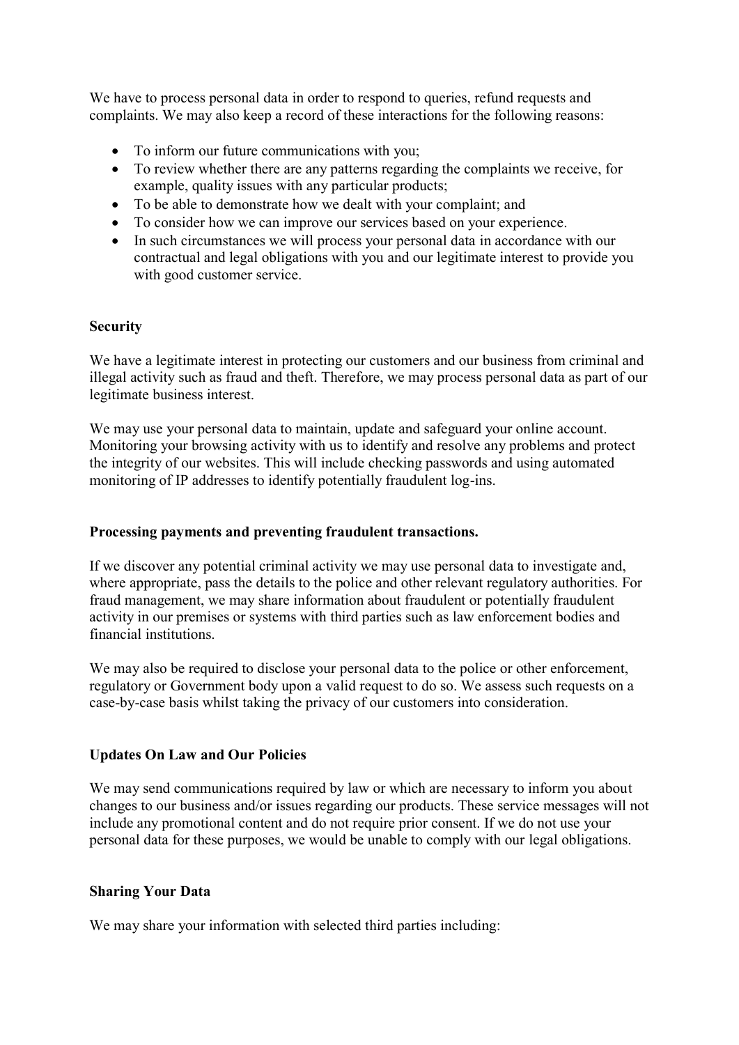We have to process personal data in order to respond to queries, refund requests and complaints. We may also keep a record of these interactions for the following reasons:

- To inform our future communications with you;
- To review whether there are any patterns regarding the complaints we receive, for example, quality issues with any particular products;
- To be able to demonstrate how we dealt with your complaint; and
- To consider how we can improve our services based on your experience.
- In such circumstances we will process your personal data in accordance with our contractual and legal obligations with you and our legitimate interest to provide you with good customer service.

**Security**

We have a legitimate interest in protecting our customers and our business from criminal and illegal activity such as fraud and theft. Therefore, we may process personal data as part of our legitimate business interest.

We may use your personal data to maintain, update and safeguard your online account. Monitoring your browsing activity with us to identify and resolve any problems and protect the integrity of our websites. This will include checking passwords and using automated monitoring of IP addresses to identify potentially fraudulent log-ins.

**Processing payments and preventing fraudulent transactions.**

If we discover any potential criminal activity we may use personal data to investigate and, where appropriate, pass the details to the police and other relevant regulatory authorities. For fraud management, we may share information about fraudulent or potentially fraudulent activity in our premises or systems with third parties such as law enforcement bodies and financial institutions.

We may also be required to disclose your personal data to the police or other enforcement, regulatory or Government body upon a valid request to do so. We assess such requests on a case-by-case basis whilst taking the privacy of our customers into consideration.

**Updates On Law and Our Policies**

We may send communications required by law or which are necessary to inform you about changes to our business and/or issues regarding our products. These service messages will not include any promotional content and do not require prior consent. If we do not use your personal data for these purposes, we would be unable to comply with our legal obligations.

**Sharing Your Data**

We may share your information with selected third parties including: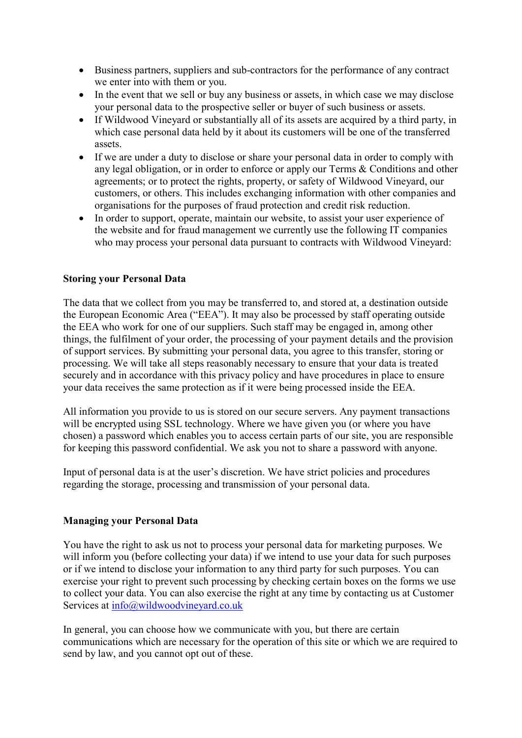- Business partners, suppliers and sub-contractors for the performance of any contract we enter into with them or you.
- In the event that we sell or buy any business or assets, in which case we may disclose your personal data to the prospective seller or buyer of such business or assets.
- If Wildwood Vineyard or substantially all of its assets are acquired by a third party, in which case personal data held by it about its customers will be one of the transferred assets.
- If we are under a duty to disclose or share your personal data in order to comply with any legal obligation, or in order to enforce or apply our Terms & Conditions and other agreements; or to protect the rights, property, or safety of Wildwood Vineyard, our customers, or others. This includes exchanging information with other companies and organisations for the purposes of fraud protection and credit risk reduction.
- In order to support, operate, maintain our website, to assist your user experience of the website and for fraud management we currently use the following IT companies who may process your personal data pursuant to contracts with Wildwood Vineyard:

**Storing your Personal Data**

The data that we collect from you may be transferred to, and stored at, a destination outside the European Economic Area ("EEA"). It may also be processed by staff operating outside the EEA who work for one of our suppliers. Such staff may be engaged in, among other things, the fulfilment of your order, the processing of your payment details and the provision of support services. By submitting your personal data, you agree to this transfer, storing or processing. We will take all steps reasonably necessary to ensure that your data is treated securely and in accordance with this privacy policy and have procedures in place to ensure your data receives the same protection as if it were being processed inside the EEA.

All information you provide to us is stored on our secure servers. Any payment transactions will be encrypted using SSL technology. Where we have given you (or where you have chosen) a password which enables you to access certain parts of our site, you are responsible for keeping this password confidential. We ask you not to share a password with anyone.

Input of personal data is at the user's discretion. We have strict policies and procedures regarding the storage, processing and transmission of your personal data.

**Managing your Personal Data**

You have the right to ask us not to process your personal data for marketing purposes. We will inform you (before collecting your data) if we intend to use your data for such purposes or if we intend to disclose your information to any third party for such purposes. You can exercise your right to prevent such processing by checking certain boxes on the forms we use to collect your data. You can also exercise the right at any time by contacting us at Customer Services at info@wildwoodvineyard.co.uk

In general, you can choose how we communicate with you, but there are certain communications which are necessary for the operation of this site or which we are required to send by law, and you cannot opt out of these.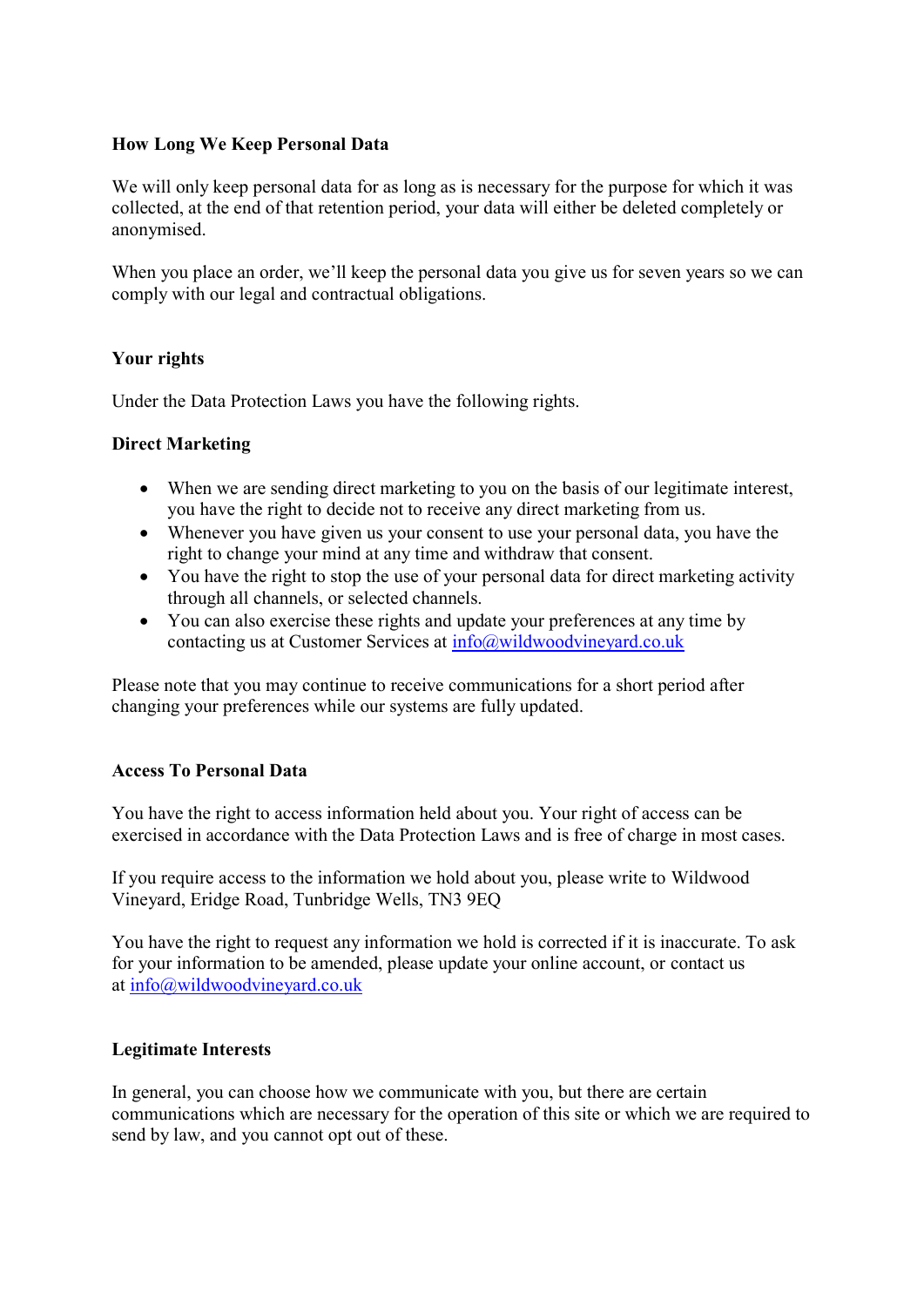## How Long We Keep Personal Data

We will only keep personal data for as long as is necessary for the purpose for which it was collected, at the end of that retention period, your data will either be deleted completely or anonymised.

When you place an order, we'll keep the personal data you give us for seven years so we can comply with our legal and contractual obligations.

## Your rights

Under the Data Protection Laws you have the following rights.

### Direct Marketing

- When we are sending direct marketing to you on the basis of our legitimate interest, you have the right to decide not to receive any direct marketing from us.
- Whenever you have given us your consent to use your personal data, you have the right to change your mind at any time and withdraw that consent.
- You have the right to stop the use of your personal data for direct marketing activity through all channels, or selected channels.
- You can also exercise these rights and update your preferences at any time by contacting us at Customer Services at info@wildwoodvineyard.co.uk

Please note that you may continue to receive communications for a short period after changing your preferences while our systems are fully updated.

### Access To Personal Data

You have the right to access information held about you. Your right of access can be exercised in accordance with the Data Protection Laws and is free of charge in most cases.

If you require access to the information we hold about you, please write to Wildwood Vineyard, Eridge Road, Tunbridge Wells, TN3 9EQ

You have the right to request any information we hold is corrected if it is inaccurate. To ask for your information to be amended, please update your online account, or contact us at info@wildwoodvineyard.co.uk

### Legitimate Interests

In general, you can choose how we communicate with you, but there are certain communications which are necessary for the operation of this site or which we are required to send by law, and you cannot opt out of these.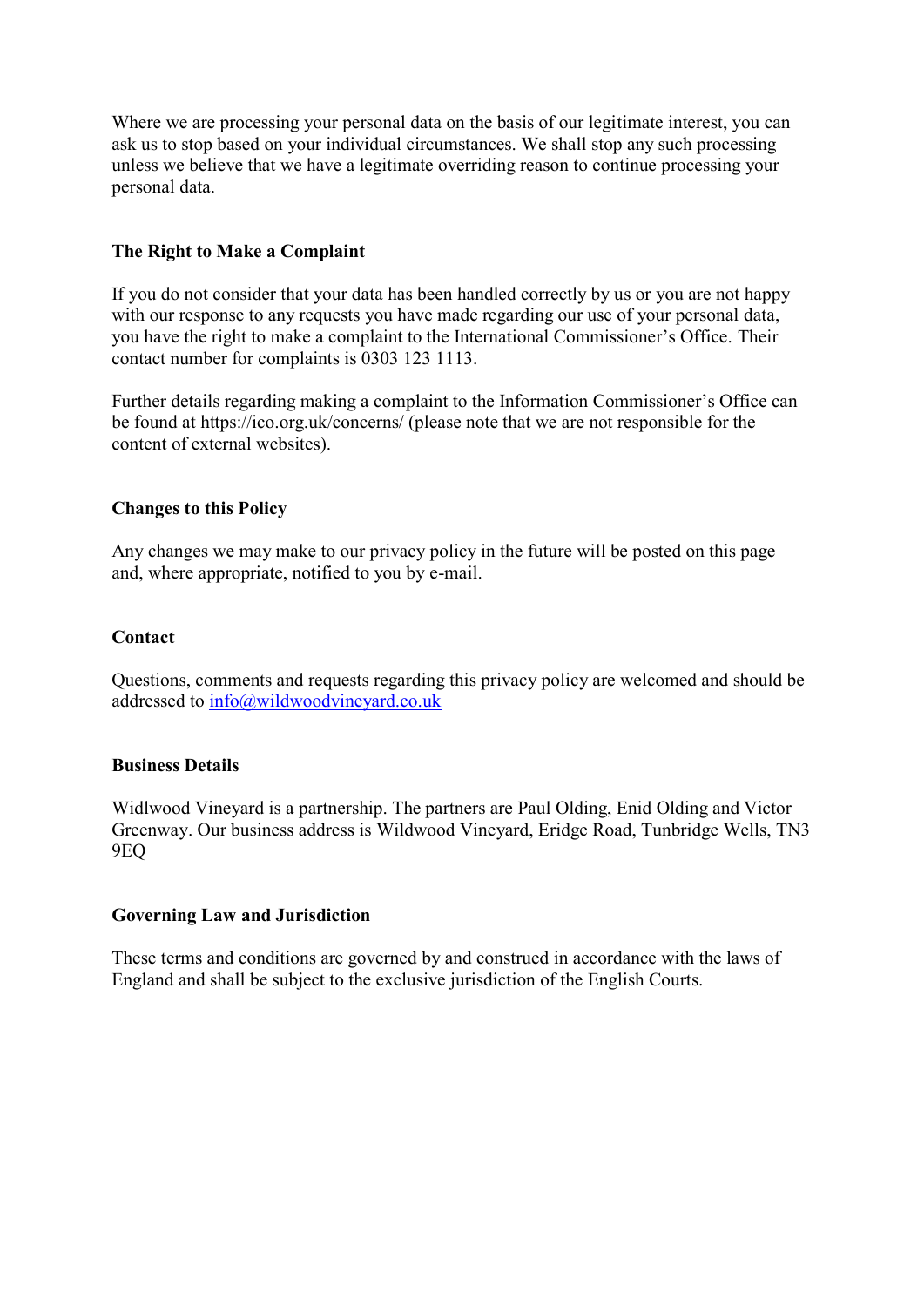Where we are processing your personal data on the basis of our legitimate interest, you can ask us to stop based on your individual circumstances. We shall stop any such processing unless we believe that we have a legitimate overriding reason to continue processing your personal data.

**The Right to Make a Complaint**

If you do not consider that your data has been handled correctly by us or you are not happy with our response to any requests you have made regarding our use of your personal data, you have the right to make a complaint to the International Commissioner's Office. Their contact number for complaints is 0303 123 1113.

Further details regarding making a complaint to the Information Commissioner's Office can be found at https://ico.org.uk/concerns/ (please note that we are not responsible for the content of external websites).

**Changes to this Policy**

Any changes we may make to our privacy policy in the future will be posted on this page and, where appropriate, notified to you by e-mail.

**Contact**

Questions, comments and requests regarding this privacy policy are welcomed and should be addressed to info@wildwoodvineyard.co.uk

**Business Details**

Widlwood Vineyard is a partnership. The partners are Paul Olding, Enid Olding and Victor Greenway. Our business address is Wildwood Vineyard, Eridge Road, Tunbridge Wells, TN3 9EQ

**Governing Law and Jurisdiction**

These terms and conditions are governed by and construed in accordance with the laws of England and shall be subject to the exclusive jurisdiction of the English Courts.